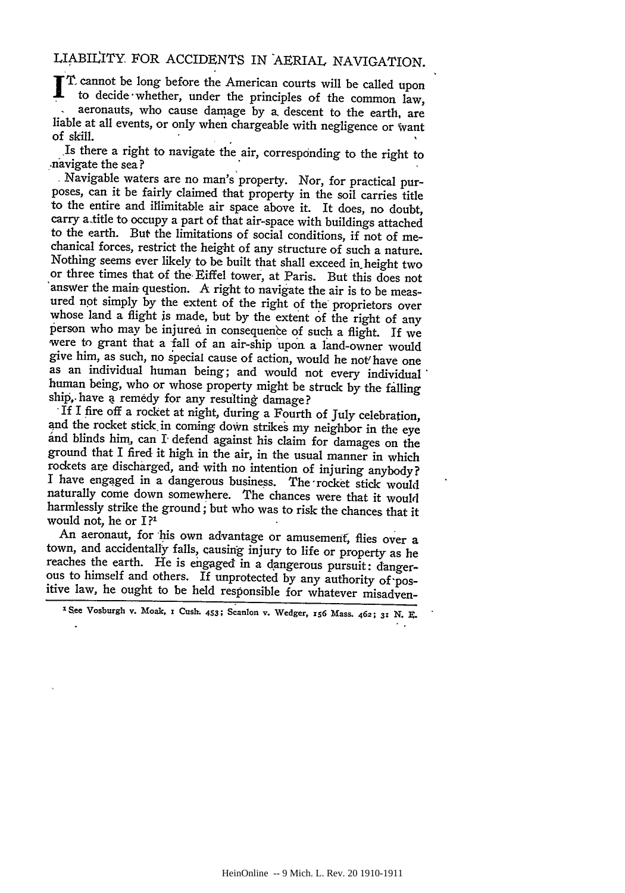# LIABILITY FOR ACCIDENTS IN AERIAL NAVIGATION.

IT cannot be long before the American courts will be called upon to decide whether, under the principles of the common law, aeronauts, who cause damage by a descent to the earth, are liable at all events, or only when chargeable with negligence or want of skill.

Is there a right to navigate the air, corresponding to the right to navigate the sea?

Navigable waters are no man's property. Nor, for practical purposes, can it be fairly claimed that property in the soil carries title to the entire and illimitable air space above it. It does, no doubt, carry a title to occupy a part of that air-space with buildings attached to the earth. But the limitations of social conditions, if not of mechanical forces, restrict the height of any structure of such a nature. Nothing seems ever likely to be built that shall exceed in height two or three times that of the Eiffel tower, at Paris. But this does not answer the main question. A right to navigate the air is to be measured not simply by the extent of the right of the proprietors over whose land a flight is made, but by the extent of the right of any person who may be injured in consequence of such a flight. If we were to grant that a fall of an air-ship upon a land-owner would give him, as such, no special cause of action, would he not have one as an individual human being; and would not every individual human being, who or whose property might be struck by the falling ship, have a remedy for any resulting damage?

If I fire off a rocket at night, during a Fourth of July celebration, and the rocket stick in coming down strikes my neighbor in the eye and blinds him, can I defend against his claim for damages on the ground that I fired it high in the air, in the usual manner in which rockets are discharged, and with no intention of injuring anybody? I have engaged in a dangerous business. The rocket stick would naturally come down somewhere. The chances were that it would harmlessly strike the ground; but who was to risk the chances that it would not, he or I?[1]

An aeronaut, for his own advantage or amusement, flies over a town, and accidentally falls, causing injury to life or property as he reaches the earth. He is engaged in a dangerous pursuit: dangerous to himself and others. If unprotected by any authority of positive law, he ought to be held responsible for whatever misadven-

[1] See Vosburgh v. Moak, 1 Cush. 453; Scanlon v. Wedger, 156 Mass. 462; 31 N. E.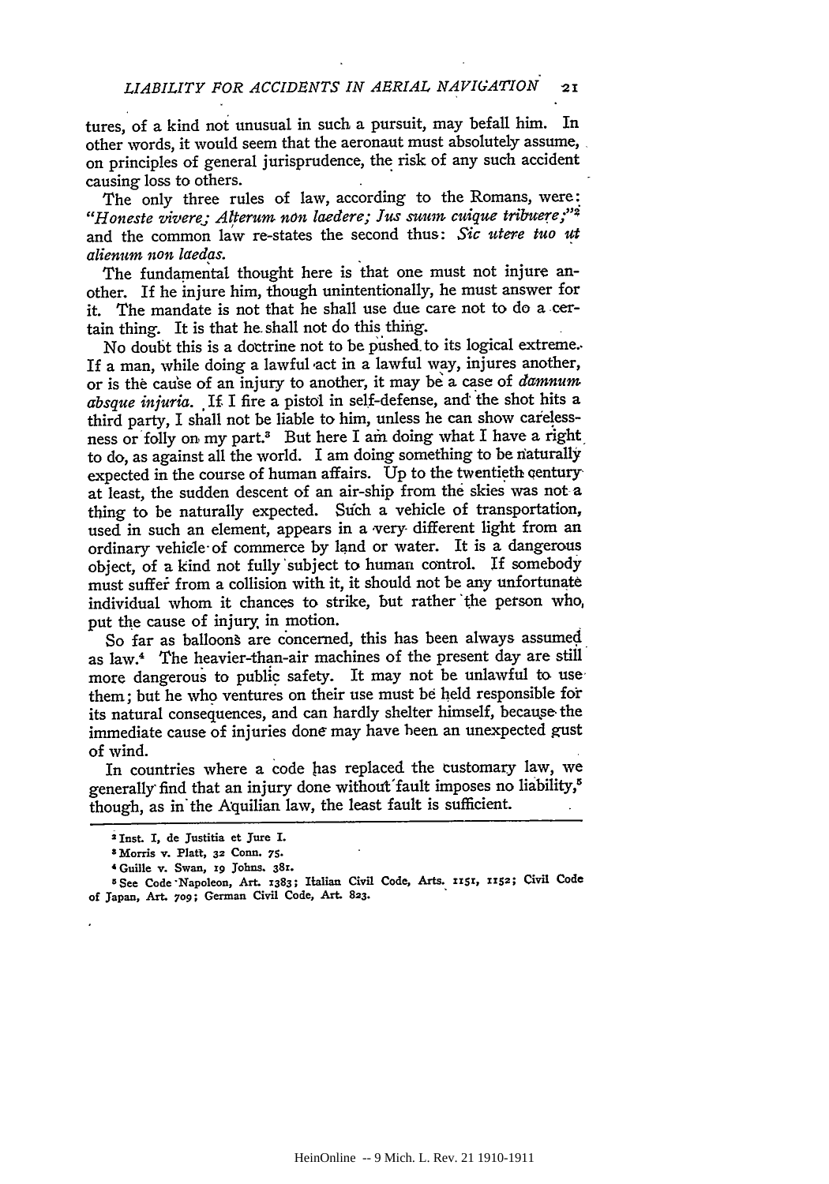tures, of a kind not unusual in such a pursuit, may befall him. In other words, it would seem that the aeronaut must absolutely assume, on principles of general jurisprudence, the risk of any such accident causing loss to others.

The only three rules of law, according to the Romans, were: "*Honeste vivere; Alterum non laedere; Jus suum cuique tribuere;*"[2] and the common law re-states the second thus: *Sic utere tuo ut alienum non laedas.*

The fundamental thought here is that one must not injure another. If he injure him, though unintentionally, he must answer for it. The mandate is not that he shall use due care not to do a certain thing. It is that he shall not do this thing.

No doubt this is a doctrine not to be pushed to its logical extreme. If a man, while doing a lawful act in a lawful way, injures another, or is the cause of an injury to another, it may be a case of *damnum absque injuria*. If I fire a pistol in self-defense, and the shot hits a third party, I shall not be liable to him, unless he can show carelessness or folly on my part.[3] But here I am doing what I have a right to do, as against all the world. I am doing something to be naturally expected in the course of human affairs. Up to the twentieth century at least, the sudden descent of an air-ship from the skies was not a thing to be naturally expected. Such a vehicle of transportation, used in such an element, appears in a very different light from an ordinary vehicle of commerce by land or water. It is a dangerous object, of a kind not fully subject to human control. If somebody must suffer from a collision with it, it should not be any unfortunate individual whom it chances to strike, but rather the person who, put the cause of injury in motion.

So far as balloons are concerned, this has been always assumed as law.[4] The heavier-than-air machines of the present day are still more dangerous to public safety. It may not be unlawful to use them; but he who ventures on their use must be held responsible for its natural consequences, and can hardly shelter himself, because the immediate cause of injuries done may have been an unexpected gust of wind.

In countries where a code has replaced the customary law, we generally find that an injury done without fault imposes no liability,[5] though, as in the Aquilian law, the least fault is sufficient.

---

[2] Inst. I, de Justitia et Jure I.

[3] Morris v. Platt, 32 Conn. 75.

[4] Guille v. Swan, 19 Johns. 381.

[5] See Code Napoleon, Art. 1383; Italian Civil Code, Arts. 1151, 1152; Civil Code of Japan, Art. 709; German Civil Code, Art. 823.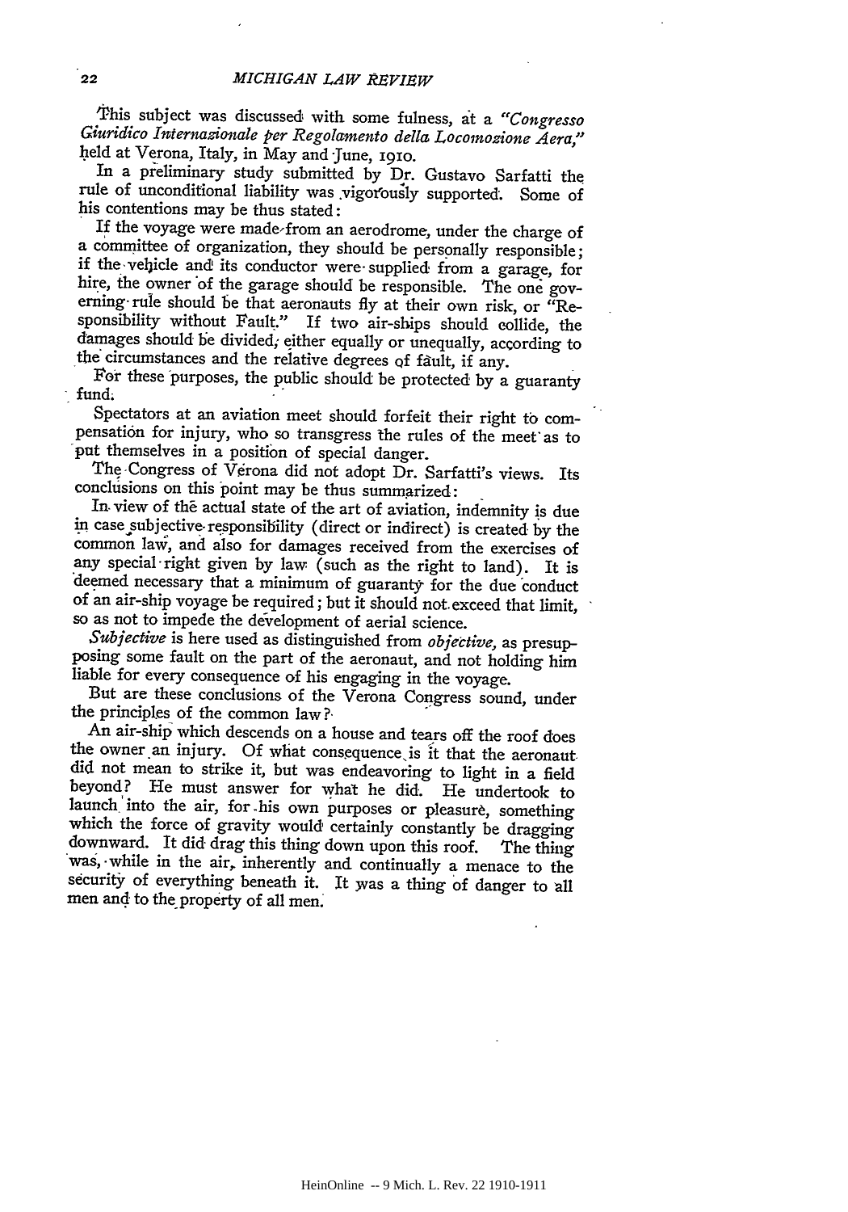This subject was discussed with some fulness, at a *"Congresso Giuridico Internazionale per Regolamento della Locomozione Aera,"* held at Verona, Italy, in May and June, 1910.

In a preliminary study submitted by Dr. Gustavo Sarfatti the rule of unconditional liability was vigorously supported. Some of his contentions may be thus stated:

If the voyage were made from an aerodrome, under the charge of a committee of organization, they should be personally responsible; if the vehicle and its conductor were supplied from a garage, for hire, the owner of the garage should be responsible. The one governing rule should be that aeronauts fly at their own risk, or "Responsibility without Fault." If two air-ships should collide, the damages should be divided, either equally or unequally, according to the circumstances and the relative degrees of fault, if any.

For these purposes, the public should be protected by a guaranty fund.

Spectators at an aviation meet should forfeit their right to compensation for injury, who so transgress the rules of the meet as to put themselves in a position of special danger.

The Congress of Verona did not adopt Dr. Sarfatti's views. Its conclusions on this point may be thus summarized:

In view of the actual state of the art of aviation, indemnity is due in case subjective responsibility (direct or indirect) is created by the common law, and also for damages received from the exercises of any special right given by law (such as the right to land). It is deemed necessary that a minimum of guaranty for the due conduct of an air-ship voyage be required; but it should not exceed that limit, so as not to impede the development of aerial science.

*Subjective* is here used as distinguished from *objective,* as presupposing some fault on the part of the aeronaut, and not holding him liable for every consequence of his engaging in the voyage.

But are these conclusions of the Verona Congress sound, under the principles of the common law?

An air-ship which descends on a house and tears off the roof does the owner an injury. Of what consequence is it that the aeronaut did not mean to strike it, but was endeavoring to light in a field beyond? He must answer for what he did. He undertook to launch into the air, for his own purposes or pleasure, something which the force of gravity would certainly constantly be dragging downward. It did drag this thing down upon this roof. The thing was, while in the air, inherently and continually a menace to the security of everything beneath it. It was a thing of danger to all men and to the property of all men.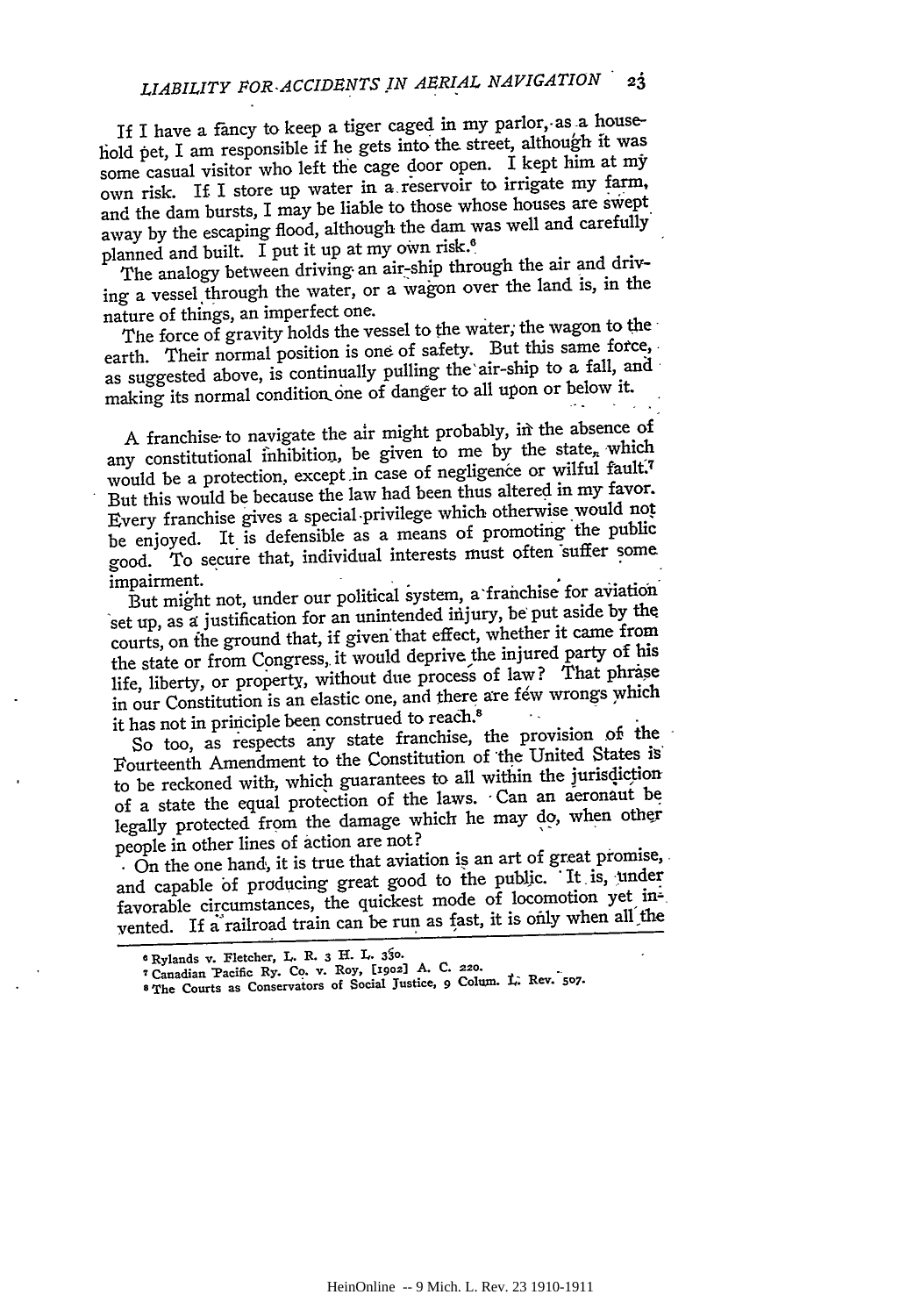If I have a fancy to keep a tiger caged in my parlor, as a household pet, I am responsible if he gets into the street, although it was some casual visitor who left the cage door open. I kept him at my own risk. If I store up water in a reservoir to irrigate my farm, and the dam bursts, I may be liable to those whose houses are swept away by the escaping flood, although the dam was well and carefully planned and built. I put it up at my own risk.[6]

The analogy between driving an air-ship through the air and driving a vessel through the water, or a wagon over the land is, in the nature of things, an imperfect one.

The force of gravity holds the vessel to the water; the wagon to the earth. Their normal position is one of safety. But this same force, as suggested above, is continually pulling the air-ship to a fall, and making its normal condition one of danger to all upon or below it.

A franchise to navigate the air might probably, in the absence of any constitutional inhibition, be given to me by the state, which would be a protection, except in case of negligence or wilful fault.[7] But this would be because the law had been thus altered in my favor. Every franchise gives a special privilege which otherwise would not be enjoyed. It is defensible as a means of promoting the public good. To secure that, individual interests must often suffer some impairment.

But might not, under our political system, a franchise for aviation set up, as a justification for an unintended injury, be put aside by the courts, on the ground that, if given that effect, whether it came from the state or from Congress, it would deprive the injured party of his life, liberty, or property, without due process of law? That phrase in our Constitution is an elastic one, and there are few wrongs which it has not in principle been construed to reach.[8]

So too, as respects any state franchise, the provision of the Fourteenth Amendment to the Constitution of the United States is to be reckoned with, which guarantees to all within the jurisdiction of a state the equal protection of the laws. Can an aeronaut be legally protected from the damage which he may do, when other people in other lines of action are not?

On the one hand, it is true that aviation is an art of great promise, and capable of producing great good to the public. It is, under favorable circumstances, the quickest mode of locomotion yet invented. If a railroad train can be run as fast, it is only when all the

---

[6] Rylands v. Fletcher, L. R. 3 H. L. 330.

[7] Canadian Pacific Ry. Co. v. Roy, [1902] A. C. 220.

[8] The Courts as Conservators of Social Justice, 9 Colum. L. Rev. 507.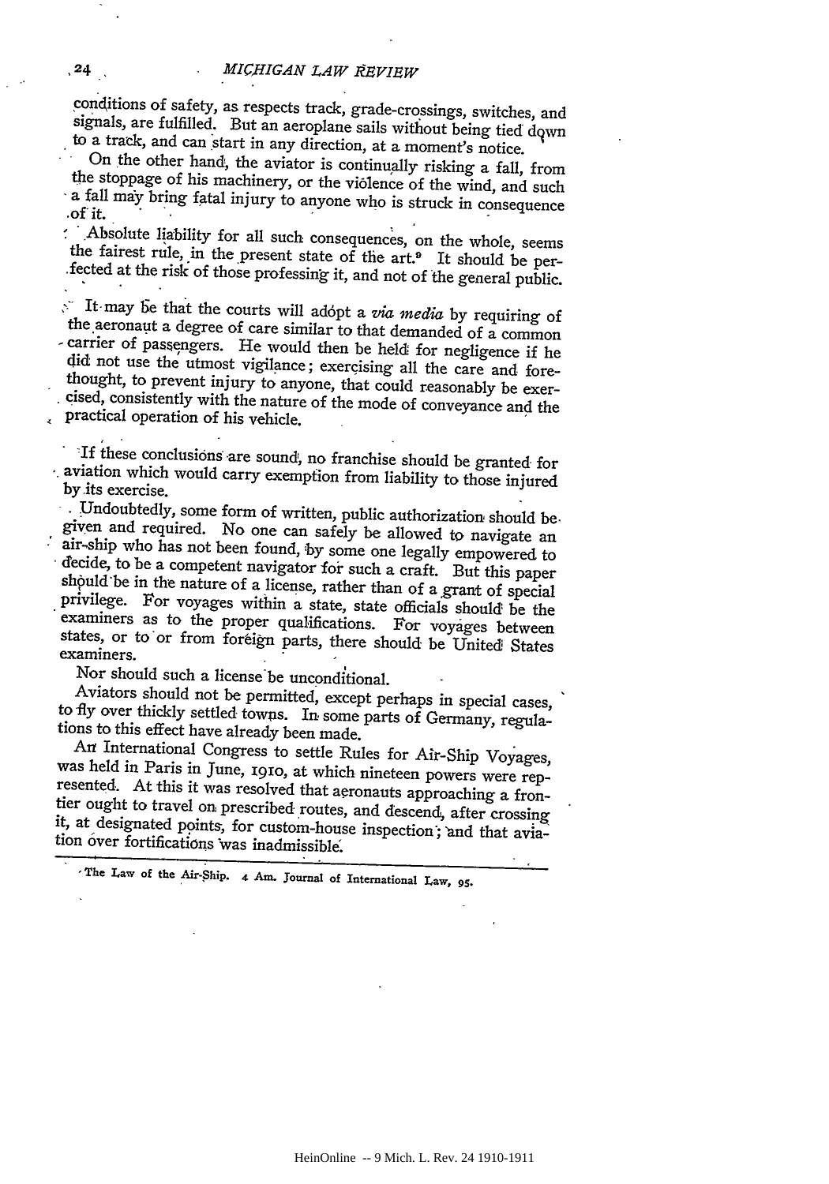conditions of safety, as respects track, grade-crossings, switches, and signals, are fulfilled. But an aeroplane sails without being tied down to a track, and can start in any direction, at a moment's notice.

On the other hand, the aviator is continually risking a fall, from the stoppage of his machinery, or the violence of the wind, and such a fall may bring fatal injury to anyone who is struck in consequence of it.

Absolute liability for all such consequences, on the whole, seems the fairest rule, in the present state of the art.[9] It should be perfected at the risk of those professing it, and not of the general public.

It may be that the courts will adopt a *via media* by requiring of the aeronaut a degree of care similar to that demanded of a common carrier of passengers. He would then be held for negligence if he did not use the utmost vigilance; exercising all the care and forethought, to prevent injury to anyone, that could reasonably be exercised, consistently with the nature of the mode of conveyance and the practical operation of his vehicle.

If these conclusions are sound, no franchise should be granted for aviation which would carry exemption from liability to those injured by its exercise.

Undoubtedly, some form of written, public authorization should be given and required. No one can safely be allowed to navigate an air-ship who has not been found, by some one legally empowered to decide, to be a competent navigator for such a craft. But this paper should be in the nature of a license, rather than of a grant of special privilege. For voyages within a state, state officials should be the examiners as to the proper qualifications. For voyages between states, or to or from foreign parts, there should be United States examiners.

Nor should such a license be unconditional.

Aviators should not be permitted, except perhaps in special cases, to fly over thickly settled towns. In some parts of Germany, regulations to this effect have already been made.

An International Congress to settle Rules for Air-Ship Voyages, was held in Paris in June, 1910, at which nineteen powers were represented. At this it was resolved that aeronauts approaching a frontier ought to travel on prescribed routes, and descend, after crossing it, at designated points, for custom-house inspection; and that aviation over fortifications was inadmissible.

---

[9] The Law of the Air-Ship. 4 Am. Journal of International Law, 95.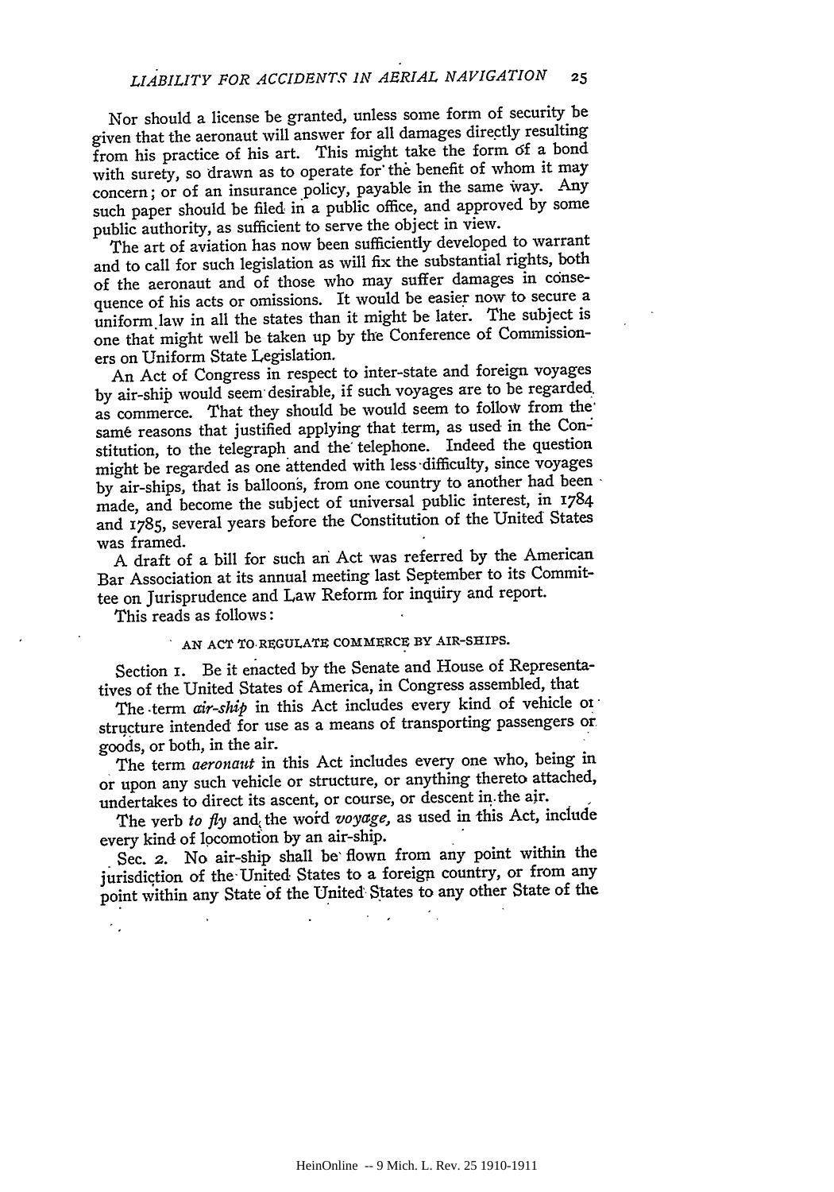Nor should a license be granted, unless some form of security be given that the aeronaut will answer for all damages directly resulting from his practice of his art. This might take the form of a bond with surety, so drawn as to operate for the benefit of whom it may concern; or of an insurance policy, payable in the same way. Any such paper should be filed in a public office, and approved by some public authority, as sufficient to serve the object in view.

The art of aviation has now been sufficiently developed to warrant and to call for such legislation as will fix the substantial rights, both of the aeronaut and of those who may suffer damages in consequence of his acts or omissions. It would be easier now to secure a uniform law in all the states than it might be later. The subject is one that might well be taken up by the Conference of Commissioners on Uniform State Legislation.

An Act of Congress in respect to inter-state and foreign voyages by air-ship would seem desirable, if such voyages are to be regarded as commerce. That they should be would seem to follow from the same reasons that justified applying that term, as used in the Constitution, to the telegraph and the telephone. Indeed the question might be regarded as one attended with less difficulty, since voyages by air-ships, that is balloons, from one country to another had been made, and become the subject of universal public interest, in 1784 and 1785, several years before the Constitution of the United States was framed.

A draft of a bill for such an Act was referred by the American Bar Association at its annual meeting last September to its Committee on Jurisprudence and Law Reform for inquiry and report.

This reads as follows:

AN ACT TO REGULATE COMMERCE BY AIR-SHIPS.

Section 1. Be it enacted by the Senate and House of Representatives of the United States of America, in Congress assembled, that

The term *air-ship* in this Act includes every kind of vehicle or structure intended for use as a means of transporting passengers or goods, or both, in the air.

The term *aeronaut* in this Act includes every one who, being in or upon any such vehicle or structure, or anything thereto attached, undertakes to direct its ascent, or course, or descent in the air.

The verb *to fly* and the word *voyage*, as used in this Act, include every kind of locomotion by an air-ship.

Sec. 2. No air-ship shall be flown from any point within the jurisdiction of the United States to a foreign country, or from any point within any State of the United States to any other State of the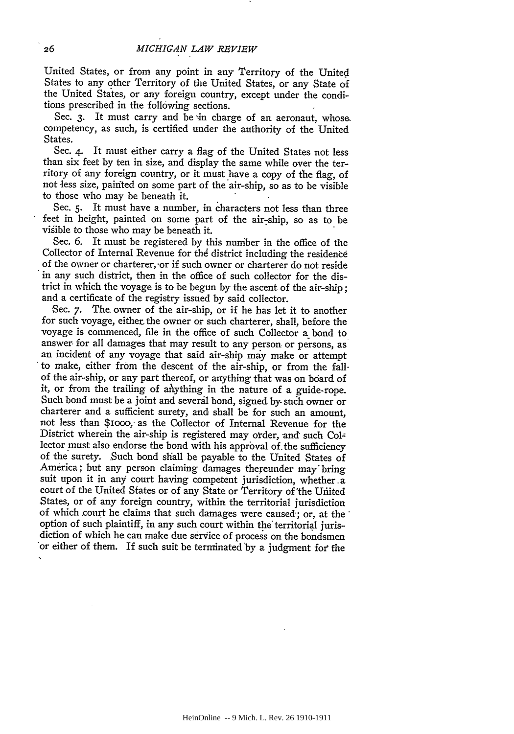United States, or from any point in any Territory of the United States to any other Territory of the United States, or any State of the United States, or any foreign country, except under the conditions prescribed in the following sections.

Sec. 3. It must carry and be in charge of an aeronaut, whose competency, as such, is certified under the authority of the United States.

Sec. 4. It must either carry a flag of the United States not less than six feet by ten in size, and display the same while over the territory of any foreign country, or it must have a copy of the flag, of not less size, painted on some part of the air-ship, so as to be visible to those who may be beneath it.

Sec. 5. It must have a number, in characters not less than three feet in height, painted on some part of the air-ship, so as to be visible to those who may be beneath it.

Sec. 6. It must be registered by this number in the office of the Collector of Internal Revenue for the district including the residence of the owner or charterer, or if such owner or charterer do not reside in any such district, then in the office of such collector for the district in which the voyage is to be begun by the ascent of the air-ship; and a certificate of the registry issued by said collector.

Sec. 7. The owner of the air-ship, or if he has let it to another for such voyage, either the owner or such charterer, shall, before the voyage is commenced, file in the office of such Collector a bond to answer for all damages that may result to any person or persons, as an incident of any voyage that said air-ship may make or attempt to make, either from the descent of the air-ship, or from the fall of the air-ship, or any part thereof, or anything that was on board of it, or from the trailing of anything in the nature of a guide-rope. Such bond must be a joint and several bond, signed by such owner or charterer and a sufficient surety, and shall be for such an amount, not less than $1000, as the Collector of Internal Revenue for the District wherein the air-ship is registered may order, and such Collector must also endorse the bond with his approval of the sufficiency of the surety. Such bond shall be payable to the United States of America; but any person claiming damages thereunder may bring suit upon it in any court having competent jurisdiction, whether a court of the United States or of any State or Territory of the United States, or of any foreign country, within the territorial jurisdiction of which court he claims that such damages were caused; or, at the option of such plaintiff, in any such court within the territorial jurisdiction of which he can make due service of process on the bondsmen or either of them. If such suit be terminated by a judgment for the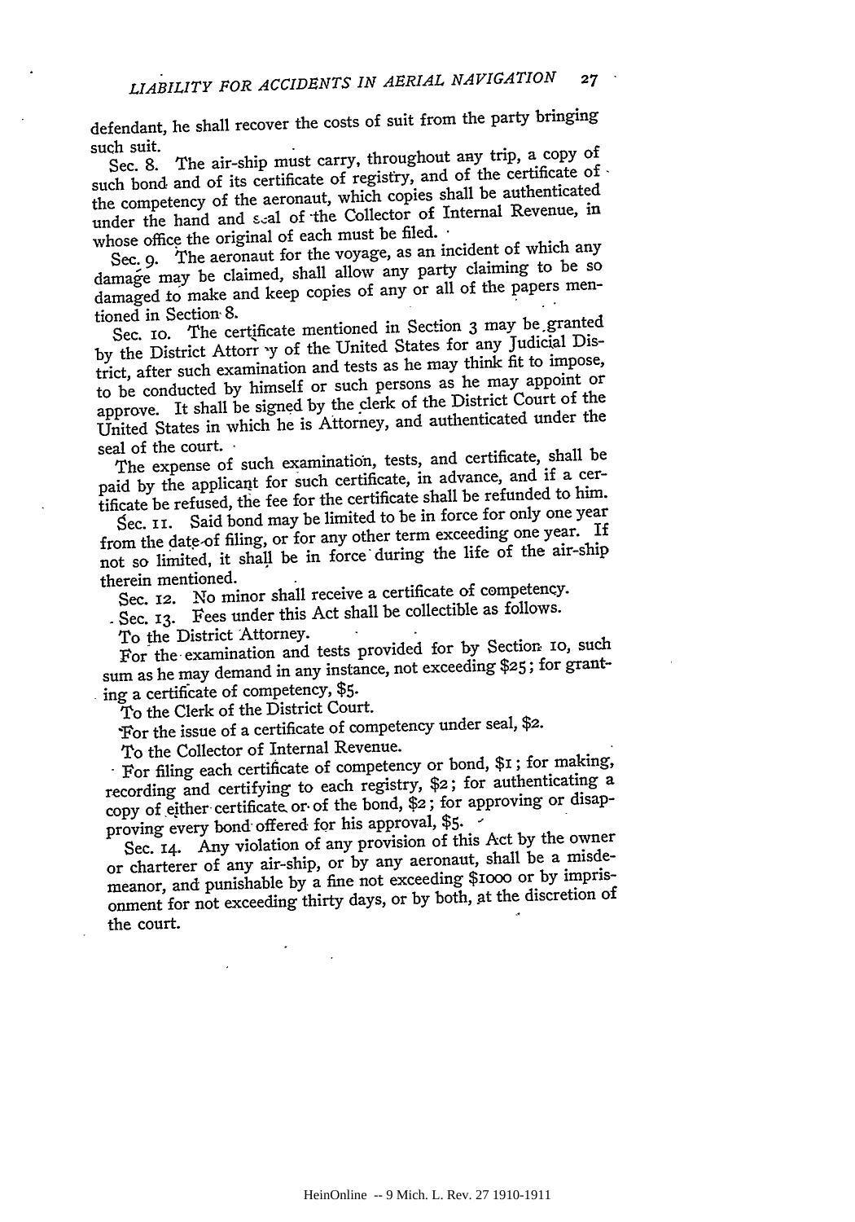defendant, he shall recover the costs of suit from the party bringing such suit.

Sec. 8. The air-ship must carry, throughout any trip, a copy of such bond and of its certificate of registry, and of the certificate of the competency of the aeronaut, which copies shall be authenticated under the hand and seal of the Collector of Internal Revenue, in whose office the original of each must be filed.

Sec. 9. The aeronaut for the voyage, as an incident of which any damage may be claimed, shall allow any party claiming to be so damaged to make and keep copies of any or all of the papers mentioned in Section 8.

Sec. 10. The certificate mentioned in Section 3 may be granted by the District Attorney of the United States for any Judicial District, after such examination and tests as he may think fit to impose, to be conducted by himself or such persons as he may appoint or approve. It shall be signed by the clerk of the District Court of the United States in which he is Attorney, and authenticated under the seal of the court.

The expense of such examination, tests, and certificate, shall be paid by the applicant for such certificate, in advance, and if a certificate be refused, the fee for the certificate shall be refunded to him.

Sec. 11. Said bond may be limited to be in force for only one year from the date of filing, or for any other term exceeding one year. If not so limited, it shall be in force during the life of the air-ship therein mentioned.

Sec. 12. No minor shall receive a certificate of competency.

Sec. 13. Fees under this Act shall be collectible as follows.

To the District Attorney.

For the examination and tests provided for by Section 10, such sum as he may demand in any instance, not exceeding $25; for granting a certificate of competency, $5.

To the Clerk of the District Court.

For the issue of a certificate of competency under seal, $2.

To the Collector of Internal Revenue.

For filing each certificate of competency or bond, $1; for making, recording and certifying to each registry, $2; for authenticating a copy of either certificate or of the bond, $2; for approving or disapproving every bond offered for his approval, $5.

Sec. 14. Any violation of any provision of this Act by the owner or charterer of any air-ship, or by any aeronaut, shall be a misdemeanor, and punishable by a fine not exceeding $1000 or by imprisonment for not exceeding thirty days, or by both, at the discretion of the court.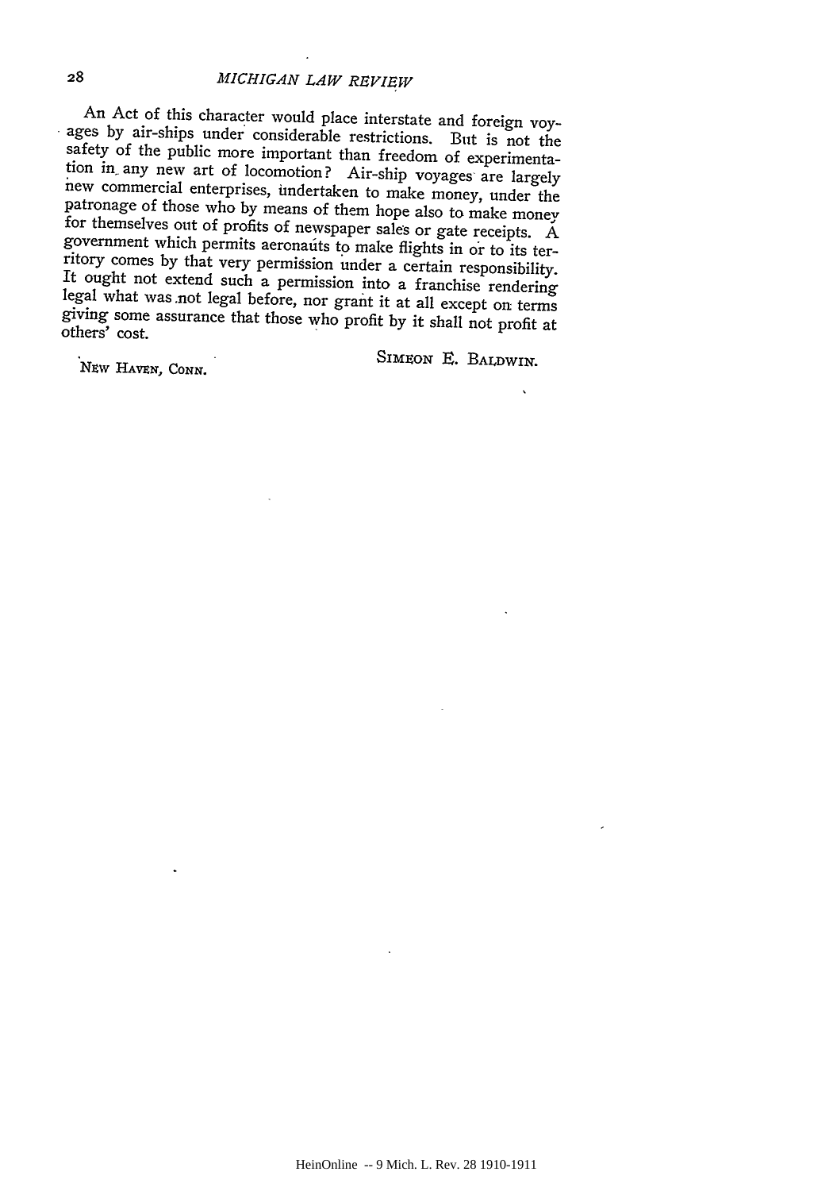An Act of this character would place interstate and foreign voyages by air-ships under considerable restrictions. But is not the safety of the public more important than freedom of experimentation in any new art of locomotion? Air-ship voyages are largely new commercial enterprises, undertaken to make money, under the patronage of those who by means of them hope also to make money for themselves out of profits of newspaper sales or gate receipts. A government which permits aeronauts to make flights in or to its territory comes by that very permission under a certain responsibility. It ought not extend such a permission into a franchise rendering legal what was not legal before, nor grant it at all except on terms giving some assurance that those who profit by it shall not profit at others' cost.

SIMEON E. BALDWIN.

NEW HAVEN, CONN.